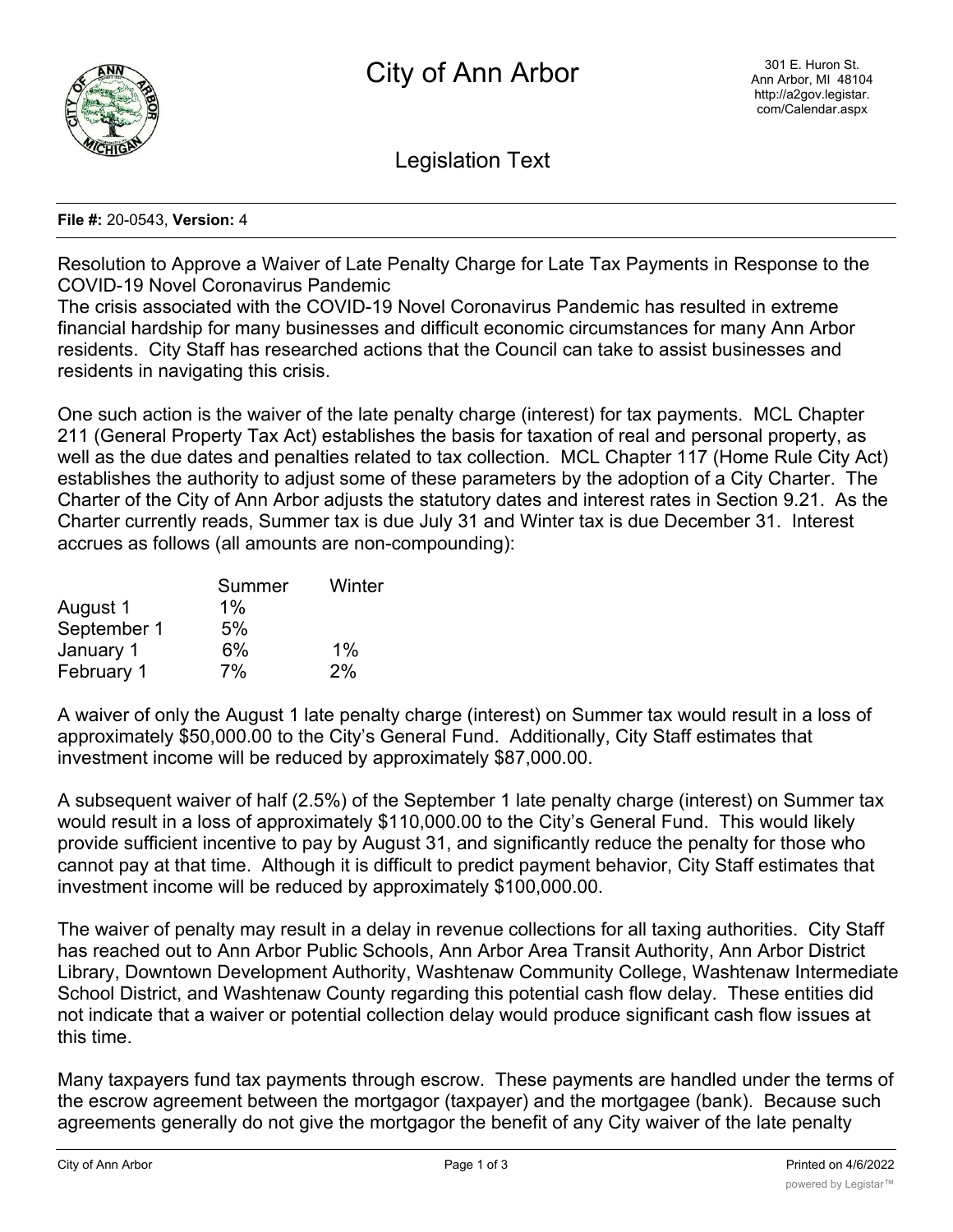# City of Ann Arbor

301 E. Huron St.
Ann Arbor, MI 48104
http://a2gov.legistar.com/Calendar.aspx

## Legislation Text

**File #:** 20-0543, **Version:** 4

Resolution to Approve a Waiver of Late Penalty Charge for Late Tax Payments in Response to the COVID-19 Novel Coronavirus Pandemic

The crisis associated with the COVID-19 Novel Coronavirus Pandemic has resulted in extreme financial hardship for many businesses and difficult economic circumstances for many Ann Arbor residents. City Staff has researched actions that the Council can take to assist businesses and residents in navigating this crisis.

One such action is the waiver of the late penalty charge (interest) for tax payments. MCL Chapter 211 (General Property Tax Act) establishes the basis for taxation of real and personal property, as well as the due dates and penalties related to tax collection. MCL Chapter 117 (Home Rule City Act) establishes the authority to adjust some of these parameters by the adoption of a City Charter. The Charter of the City of Ann Arbor adjusts the statutory dates and interest rates in Section 9.21. As the Charter currently reads, Summer tax is due July 31 and Winter tax is due December 31. Interest accrues as follows (all amounts are non-compounding):

| | Summer | Winter |
|---|---|---|
| August 1 | 1% | |
| September 1 | 5% | |
| January 1 | 6% | 1% |
| February 1 | 7% | 2% |

A waiver of only the August 1 late penalty charge (interest) on Summer tax would result in a loss of approximately $50,000.00 to the City's General Fund. Additionally, City Staff estimates that investment income will be reduced by approximately $87,000.00.

A subsequent waiver of half (2.5%) of the September 1 late penalty charge (interest) on Summer tax would result in a loss of approximately $110,000.00 to the City's General Fund. This would likely provide sufficient incentive to pay by August 31, and significantly reduce the penalty for those who cannot pay at that time. Although it is difficult to predict payment behavior, City Staff estimates that investment income will be reduced by approximately $100,000.00.

The waiver of penalty may result in a delay in revenue collections for all taxing authorities. City Staff has reached out to Ann Arbor Public Schools, Ann Arbor Area Transit Authority, Ann Arbor District Library, Downtown Development Authority, Washtenaw Community College, Washtenaw Intermediate School District, and Washtenaw County regarding this potential cash flow delay. These entities did not indicate that a waiver or potential collection delay would produce significant cash flow issues at this time.

Many taxpayers fund tax payments through escrow. These payments are handled under the terms of the escrow agreement between the mortgagor (taxpayer) and the mortgagee (bank). Because such agreements generally do not give the mortgagor the benefit of any City waiver of the late penalty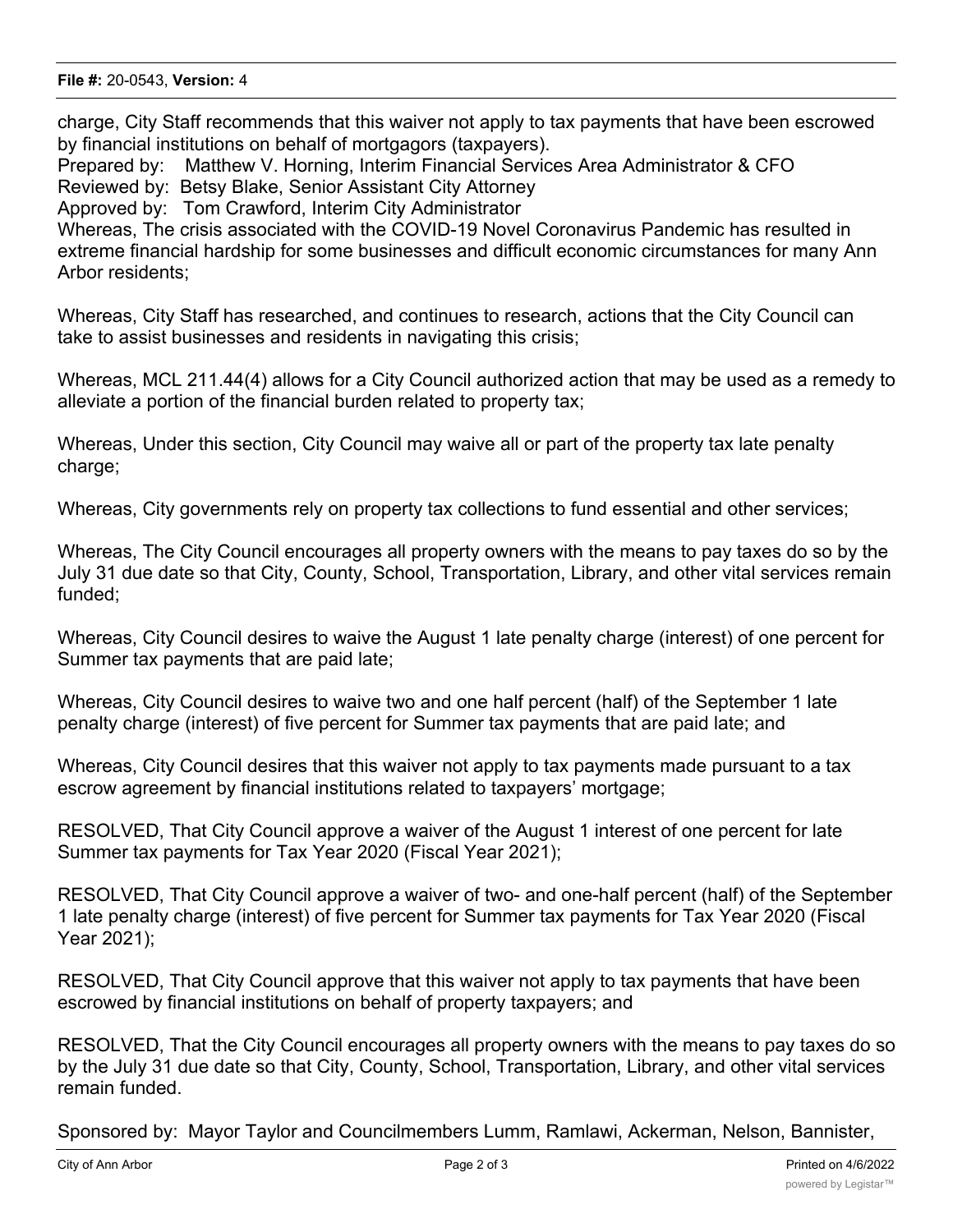charge, City Staff recommends that this waiver not apply to tax payments that have been escrowed by financial institutions on behalf of mortgagors (taxpayers).

Prepared by: Matthew V. Horning, Interim Financial Services Area Administrator & CFO
Reviewed by: Betsy Blake, Senior Assistant City Attorney
Approved by: Tom Crawford, Interim City Administrator

Whereas, The crisis associated with the COVID-19 Novel Coronavirus Pandemic has resulted in extreme financial hardship for some businesses and difficult economic circumstances for many Ann Arbor residents;

Whereas, City Staff has researched, and continues to research, actions that the City Council can take to assist businesses and residents in navigating this crisis;

Whereas, MCL 211.44(4) allows for a City Council authorized action that may be used as a remedy to alleviate a portion of the financial burden related to property tax;

Whereas, Under this section, City Council may waive all or part of the property tax late penalty charge;

Whereas, City governments rely on property tax collections to fund essential and other services;

Whereas, The City Council encourages all property owners with the means to pay taxes do so by the July 31 due date so that City, County, School, Transportation, Library, and other vital services remain funded;

Whereas, City Council desires to waive the August 1 late penalty charge (interest) of one percent for Summer tax payments that are paid late;

Whereas, City Council desires to waive two and one half percent (half) of the September 1 late penalty charge (interest) of five percent for Summer tax payments that are paid late; and

Whereas, City Council desires that this waiver not apply to tax payments made pursuant to a tax escrow agreement by financial institutions related to taxpayers' mortgage;

RESOLVED, That City Council approve a waiver of the August 1 interest of one percent for late Summer tax payments for Tax Year 2020 (Fiscal Year 2021);

RESOLVED, That City Council approve a waiver of two- and one-half percent (half) of the September 1 late penalty charge (interest) of five percent for Summer tax payments for Tax Year 2020 (Fiscal Year 2021);

RESOLVED, That City Council approve that this waiver not apply to tax payments that have been escrowed by financial institutions on behalf of property taxpayers; and

RESOLVED, That the City Council encourages all property owners with the means to pay taxes do so by the July 31 due date so that City, County, School, Transportation, Library, and other vital services remain funded.

Sponsored by: Mayor Taylor and Councilmembers Lumm, Ramlawi, Ackerman, Nelson, Bannister,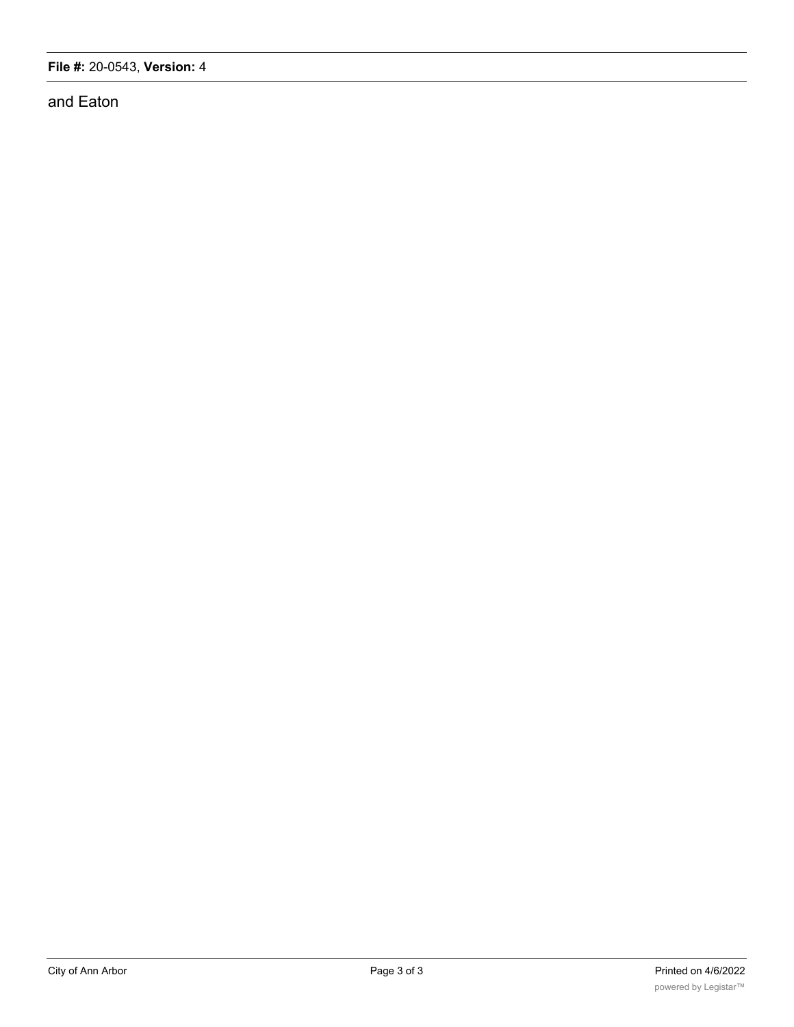and Eaton